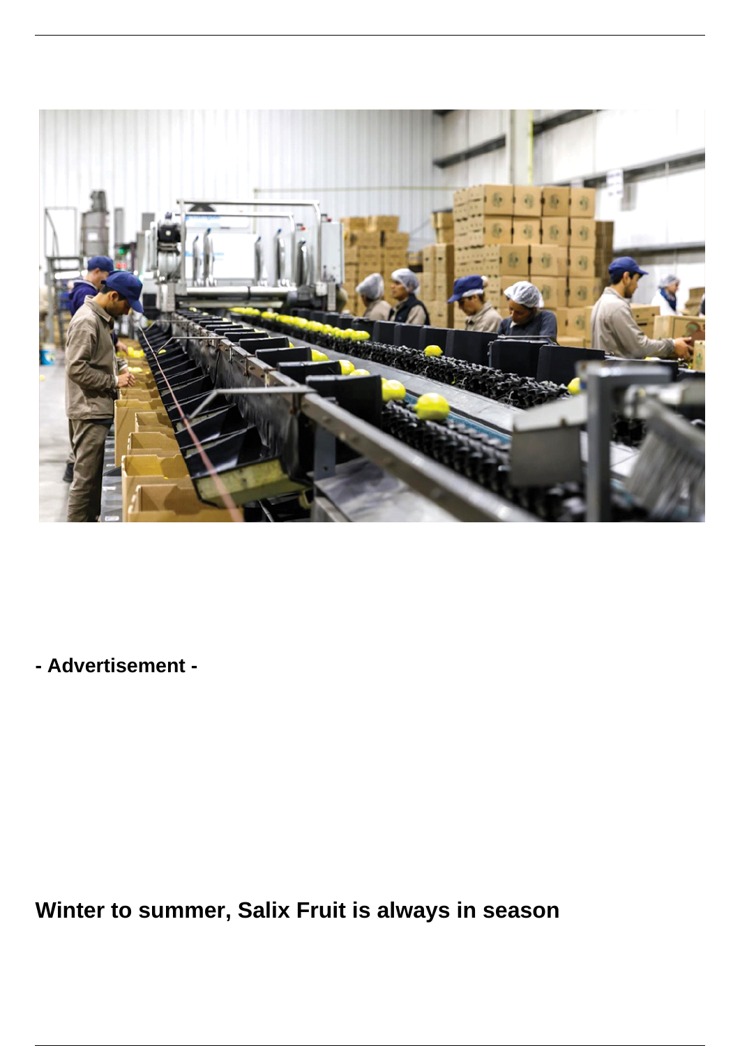- Advertisement -

## Winter to summer, Salix Fruit is always in season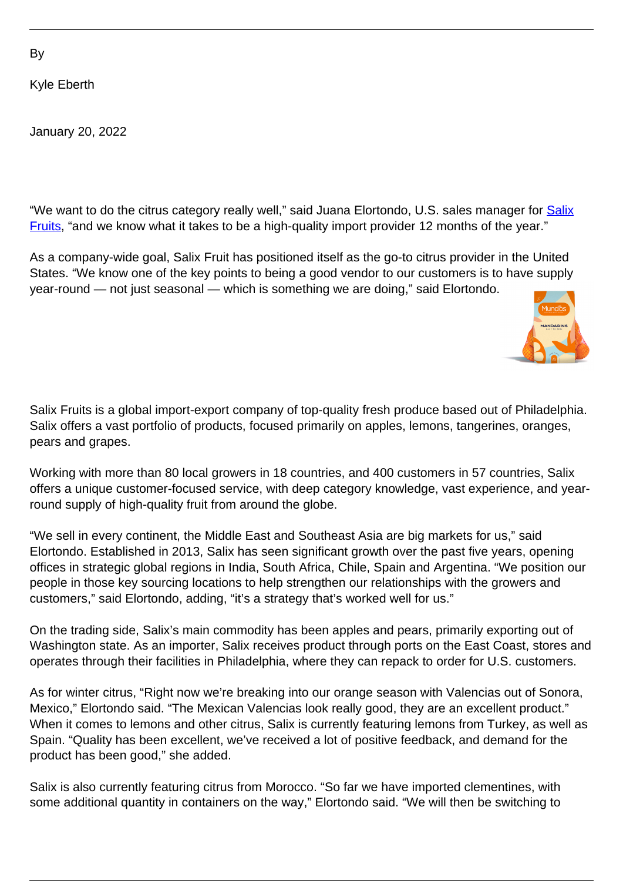By

Kyle Eberth

January 20, 2022

"We want to do the citrus category really well," said Juana Elortondo, U.S. sales manager for [Salix Fruits](), "and we know what it takes to be a high-quality import provider 12 months of the year."

As a company-wide goal, Salix Fruit has positioned itself as the go-to citrus provider in the United States. "We know one of the key points to being a good vendor to our customers is to have supply year-round — not just seasonal — which is something we are doing," said Elortondo.

Salix Fruits is a global import-export company of top-quality fresh produce based out of Philadelphia. Salix offers a vast portfolio of products, focused primarily on apples, lemons, tangerines, oranges, pears and grapes.

Working with more than 80 local growers in 18 countries, and 400 customers in 57 countries, Salix offers a unique customer-focused service, with deep category knowledge, vast experience, and year-round supply of high-quality fruit from around the globe.

"We sell in every continent, the Middle East and Southeast Asia are big markets for us," said Elortondo. Established in 2013, Salix has seen significant growth over the past five years, opening offices in strategic global regions in India, South Africa, Chile, Spain and Argentina. "We position our people in those key sourcing locations to help strengthen our relationships with the growers and customers," said Elortondo, adding, "it's a strategy that's worked well for us."

On the trading side, Salix's main commodity has been apples and pears, primarily exporting out of Washington state. As an importer, Salix receives product through ports on the East Coast, stores and operates through their facilities in Philadelphia, where they can repack to order for U.S. customers.

As for winter citrus, "Right now we're breaking into our orange season with Valencias out of Sonora, Mexico," Elortondo said. "The Mexican Valencias look really good, they are an excellent product." When it comes to lemons and other citrus, Salix is currently featuring lemons from Turkey, as well as Spain. "Quality has been excellent, we've received a lot of positive feedback, and demand for the product has been good," she added.

Salix is also currently featuring citrus from Morocco. "So far we have imported clementines, with some additional quantity in containers on the way," Elortondo said. "We will then be switching to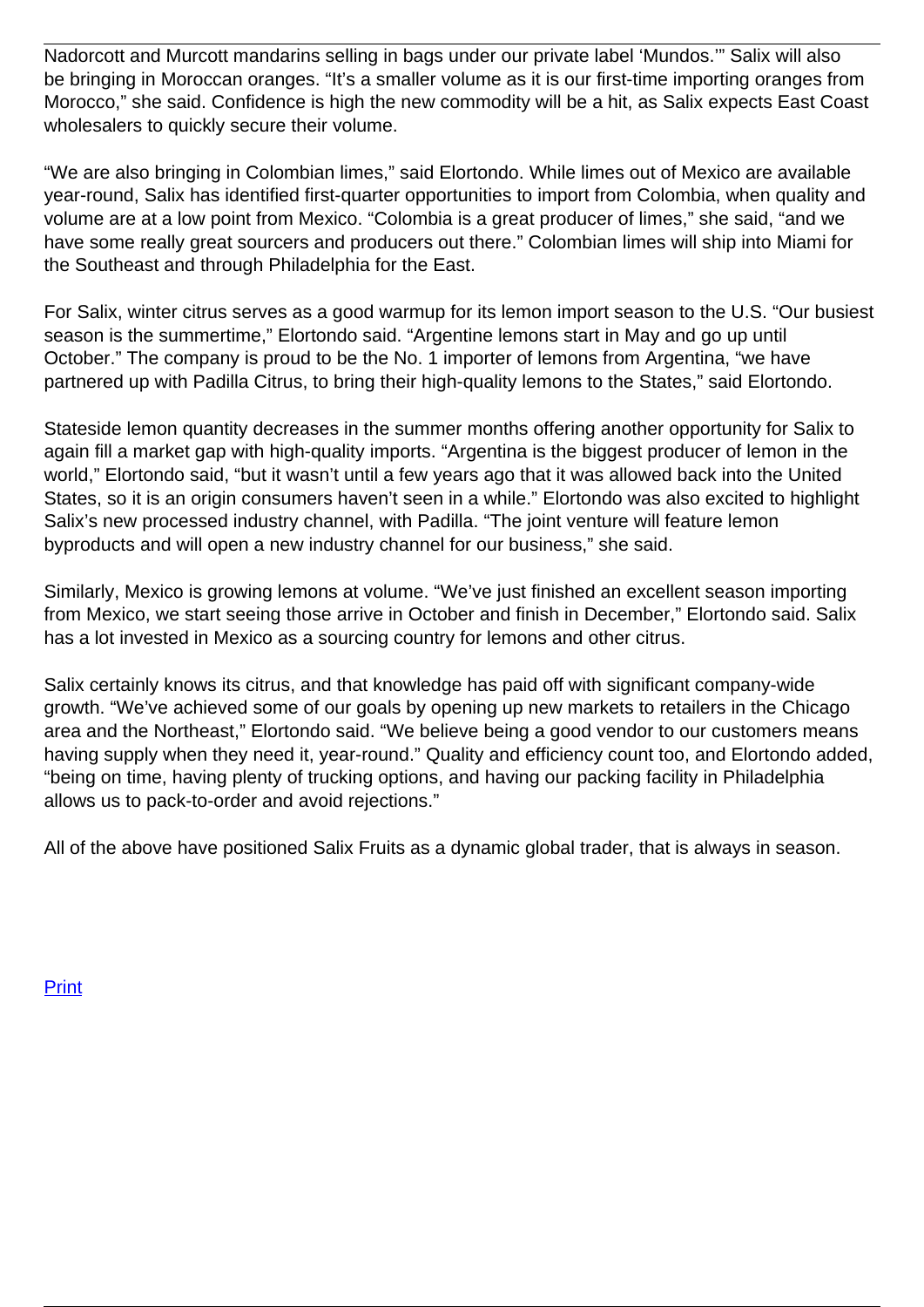Nadorcott and Murcott mandarins selling in bags under our private label 'Mundos.'" Salix will also be bringing in Moroccan oranges. "It's a smaller volume as it is our first-time importing oranges from Morocco," she said. Confidence is high the new commodity will be a hit, as Salix expects East Coast wholesalers to quickly secure their volume.

"We are also bringing in Colombian limes," said Elortondo. While limes out of Mexico are available year-round, Salix has identified first-quarter opportunities to import from Colombia, when quality and volume are at a low point from Mexico. "Colombia is a great producer of limes," she said, "and we have some really great sourcers and producers out there." Colombian limes will ship into Miami for the Southeast and through Philadelphia for the East.

For Salix, winter citrus serves as a good warmup for its lemon import season to the U.S. "Our busiest season is the summertime," Elortondo said. "Argentine lemons start in May and go up until October." The company is proud to be the No. 1 importer of lemons from Argentina, "we have partnered up with Padilla Citrus, to bring their high-quality lemons to the States," said Elortondo.

Stateside lemon quantity decreases in the summer months offering another opportunity for Salix to again fill a market gap with high-quality imports. "Argentina is the biggest producer of lemon in the world," Elortondo said, "but it wasn't until a few years ago that it was allowed back into the United States, so it is an origin consumers haven't seen in a while." Elortondo was also excited to highlight Salix's new processed industry channel, with Padilla. "The joint venture will feature lemon byproducts and will open a new industry channel for our business," she said.

Similarly, Mexico is growing lemons at volume. "We've just finished an excellent season importing from Mexico, we start seeing those arrive in October and finish in December," Elortondo said. Salix has a lot invested in Mexico as a sourcing country for lemons and other citrus.

Salix certainly knows its citrus, and that knowledge has paid off with significant company-wide growth. "We've achieved some of our goals by opening up new markets to retailers in the Chicago area and the Northeast," Elortondo said. "We believe being a good vendor to our customers means having supply when they need it, year-round." Quality and efficiency count too, and Elortondo added, "being on time, having plenty of trucking options, and having our packing facility in Philadelphia allows us to pack-to-order and avoid rejections."

All of the above have positioned Salix Fruits as a dynamic global trader, that is always in season.

Print